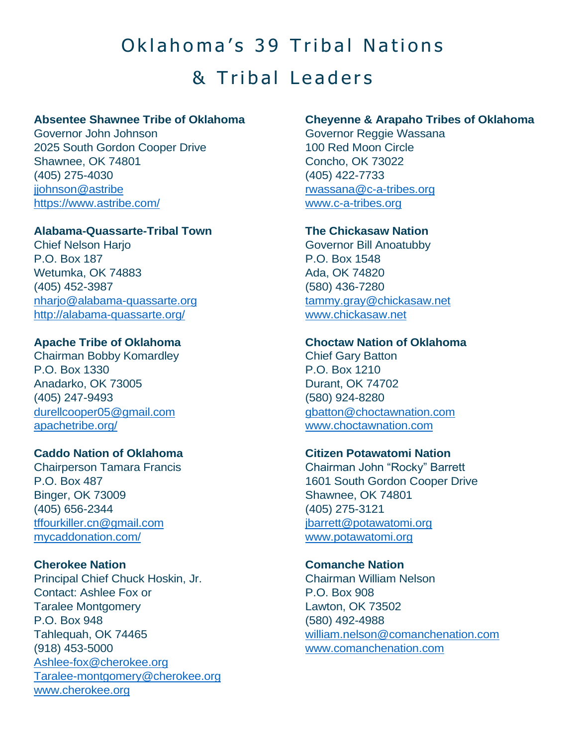# Oklahoma's 39 Tribal Nations & Tribal Leaders

**Absentee Shawnee Tribe of Oklahoma**
Governor John Johnson
2025 South Gordon Cooper Drive
Shawnee, OK 74801
(405) 275-4030
jjohnson@astribe
https://www.astribe.com/

**Alabama-Quassarte-Tribal Town**
Chief Nelson Harjo
P.O. Box 187
Wetumka, OK 74883
(405) 452-3987
nharjo@alabama-quassarte.org
http://alabama-quassarte.org/

**Apache Tribe of Oklahoma**
Chairman Bobby Komardley
P.O. Box 1330
Anadarko, OK 73005
(405) 247-9493
durellcooper05@gmail.com
apachetribe.org/

**Caddo Nation of Oklahoma**
Chairperson Tamara Francis
P.O. Box 487
Binger, OK 73009
(405) 656-2344
tffourkiller.cn@gmail.com
mycaddonation.com/

**Cherokee Nation**
Principal Chief Chuck Hoskin, Jr.
Contact: Ashlee Fox or
Taralee Montgomery
P.O. Box 948
Tahlequah, OK 74465
(918) 453-5000
Ashlee-fox@cherokee.org
Taralee-montgomery@cherokee.org
www.cherokee.org

**Cheyenne & Arapaho Tribes of Oklahoma**
Governor Reggie Wassana
100 Red Moon Circle
Concho, OK 73022
(405) 422-7733
rwassana@c-a-tribes.org
www.c-a-tribes.org

**The Chickasaw Nation**
Governor Bill Anoatubby
P.O. Box 1548
Ada, OK 74820
(580) 436-7280
tammy.gray@chickasaw.net
www.chickasaw.net

**Choctaw Nation of Oklahoma**
Chief Gary Batton
P.O. Box 1210
Durant, OK 74702
(580) 924-8280
gbatton@choctawnation.com
www.choctawnation.com

**Citizen Potawatomi Nation**
Chairman John "Rocky" Barrett
1601 South Gordon Cooper Drive
Shawnee, OK 74801
(405) 275-3121
jbarrett@potawatomi.org
www.potawatomi.org

**Comanche Nation**
Chairman William Nelson
P.O. Box 908
Lawton, OK 73502
(580) 492-4988
william.nelson@comanchenation.com
www.comanchenation.com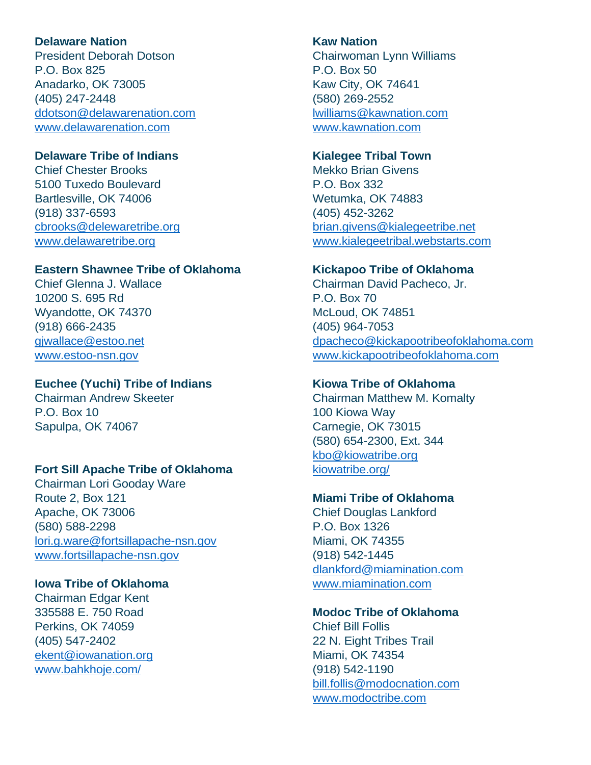**Delaware Nation**
President Deborah Dotson
P.O. Box 825
Anadarko, OK 73005
(405) 247-2448
ddotson@delawarenation.com
www.delawarenation.com

**Delaware Tribe of Indians**
Chief Chester Brooks
5100 Tuxedo Boulevard
Bartlesville, OK 74006
(918) 337-6593
cbrooks@delewaretribe.org
www.delawaretribe.org

**Eastern Shawnee Tribe of Oklahoma**
Chief Glenna J. Wallace
10200 S. 695 Rd
Wyandotte, OK 74370
(918) 666-2435
gjwallace@estoo.net
www.estoo-nsn.gov

**Euchee (Yuchi) Tribe of Indians**
Chairman Andrew Skeeter
P.O. Box 10
Sapulpa, OK 74067

**Fort Sill Apache Tribe of Oklahoma**
Chairman Lori Gooday Ware
Route 2, Box 121
Apache, OK 73006
(580) 588-2298
lori.g.ware@fortsillapache-nsn.gov
www.fortsillapache-nsn.gov

**Iowa Tribe of Oklahoma**
Chairman Edgar Kent
335588 E. 750 Road
Perkins, OK 74059
(405) 547-2402
ekent@iowanation.org
www.bahkhoje.com/

**Kaw Nation**
Chairwoman Lynn Williams
P.O. Box 50
Kaw City, OK 74641
(580) 269-2552
lwilliams@kawnation.com
www.kawnation.com

**Kialegee Tribal Town**
Mekko Brian Givens
P.O. Box 332
Wetumka, OK 74883
(405) 452-3262
brian.givens@kialegeetribe.net
www.kialegeetribal.webstarts.com

**Kickapoo Tribe of Oklahoma**
Chairman David Pacheco, Jr.
P.O. Box 70
McLoud, OK 74851
(405) 964-7053
dpacheco@kickapootribeofoklahoma.com
www.kickapootribeofoklahoma.com

**Kiowa Tribe of Oklahoma**
Chairman Matthew M. Komalty
100 Kiowa Way
Carnegie, OK 73015
(580) 654-2300, Ext. 344
kbo@kiowatribe.org
kiowatribe.org/

**Miami Tribe of Oklahoma**
Chief Douglas Lankford
P.O. Box 1326
Miami, OK 74355
(918) 542-1445
dlankford@miamination.com
www.miamination.com

**Modoc Tribe of Oklahoma**
Chief Bill Follis
22 N. Eight Tribes Trail
Miami, OK 74354
(918) 542-1190
bill.follis@modocnation.com
www.modoctribe.com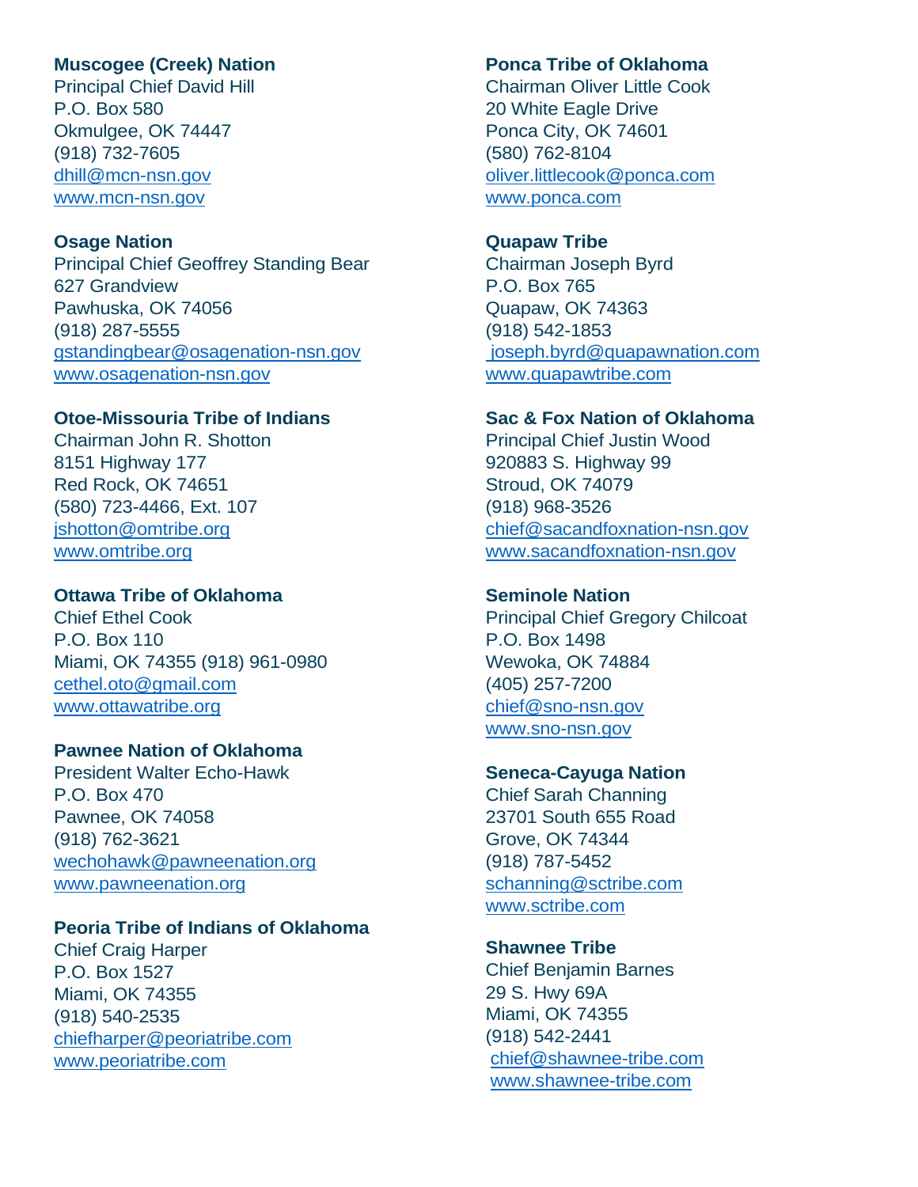**Muscogee (Creek) Nation**
Principal Chief David Hill
P.O. Box 580
Okmulgee, OK 74447
(918) 732-7605
dhill@mcn-nsn.gov
www.mcn-nsn.gov

**Osage Nation**
Principal Chief Geoffrey Standing Bear
627 Grandview
Pawhuska, OK 74056
(918) 287-5555
gstandingbear@osagenation-nsn.gov
www.osagenation-nsn.gov

**Otoe-Missouria Tribe of Indians**
Chairman John R. Shotton
8151 Highway 177
Red Rock, OK 74651
(580) 723-4466, Ext. 107
jshotton@omtribe.org
www.omtribe.org

**Ottawa Tribe of Oklahoma**
Chief Ethel Cook
P.O. Box 110
Miami, OK 74355 (918) 961-0980
cethel.oto@gmail.com
www.ottawatribe.org

**Pawnee Nation of Oklahoma**
President Walter Echo-Hawk
P.O. Box 470
Pawnee, OK 74058
(918) 762-3621
wechohawk@pawneenation.org
www.pawneenation.org

**Peoria Tribe of Indians of Oklahoma**
Chief Craig Harper
P.O. Box 1527
Miami, OK 74355
(918) 540-2535
chiefharper@peoriatribe.com
www.peoriatribe.com

**Ponca Tribe of Oklahoma**
Chairman Oliver Little Cook
20 White Eagle Drive
Ponca City, OK 74601
(580) 762-8104
oliver.littlecook@ponca.com
www.ponca.com

**Quapaw Tribe**
Chairman Joseph Byrd
P.O. Box 765
Quapaw, OK 74363
(918) 542-1853
joseph.byrd@quapawnation.com
www.quapawtribe.com

**Sac & Fox Nation of Oklahoma**
Principal Chief Justin Wood
920883 S. Highway 99
Stroud, OK 74079
(918) 968-3526
chief@sacandfoxnation-nsn.gov
www.sacandfoxnation-nsn.gov

**Seminole Nation**
Principal Chief Gregory Chilcoat
P.O. Box 1498
Wewoka, OK 74884
(405) 257-7200
chief@sno-nsn.gov
www.sno-nsn.gov

**Seneca-Cayuga Nation**
Chief Sarah Channing
23701 South 655 Road
Grove, OK 74344
(918) 787-5452
schanning@sctribe.com
www.sctribe.com

**Shawnee Tribe**
Chief Benjamin Barnes
29 S. Hwy 69A
Miami, OK 74355
(918) 542-2441
chief@shawnee-tribe.com
www.shawnee-tribe.com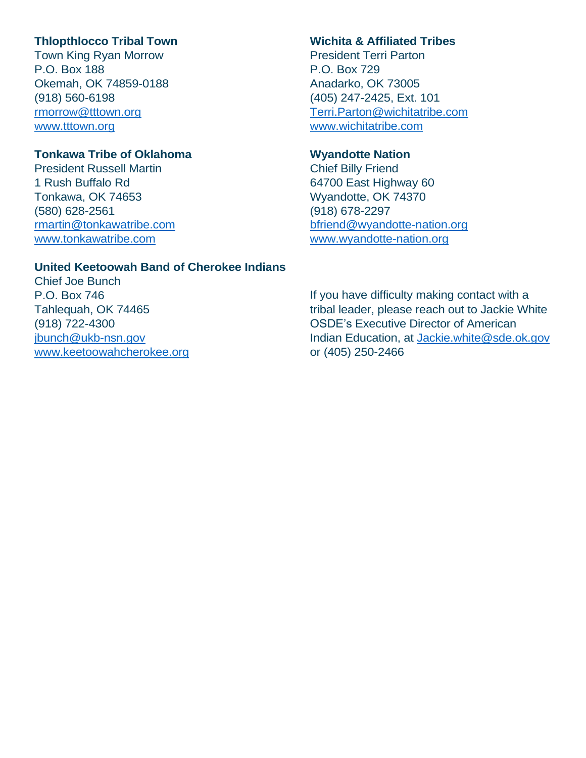**Thlopthlocco Tribal Town**
Town King Ryan Morrow
P.O. Box 188
Okemah, OK 74859-0188
(918) 560-6198
rmorrow@tttown.org
www.tttown.org

**Tonkawa Tribe of Oklahoma**
President Russell Martin
1 Rush Buffalo Rd
Tonkawa, OK 74653
(580) 628-2561
rmartin@tonkawatribe.com
www.tonkawatribe.com

**United Keetoowah Band of Cherokee Indians**
Chief Joe Bunch
P.O. Box 746
Tahlequah, OK 74465
(918) 722-4300
jbunch@ukb-nsn.gov
www.keetoowahcherokee.org

**Wichita & Affiliated Tribes**
President Terri Parton
P.O. Box 729
Anadarko, OK 73005
(405) 247-2425, Ext. 101
Terri.Parton@wichitatribe.com
www.wichitatribe.com

**Wyandotte Nation**
Chief Billy Friend
64700 East Highway 60
Wyandotte, OK 74370
(918) 678-2297
bfriend@wyandotte-nation.org
www.wyandotte-nation.org

If you have difficulty making contact with a tribal leader, please reach out to Jackie White OSDE's Executive Director of American Indian Education, at Jackie.white@sde.ok.gov or (405) 250-2466